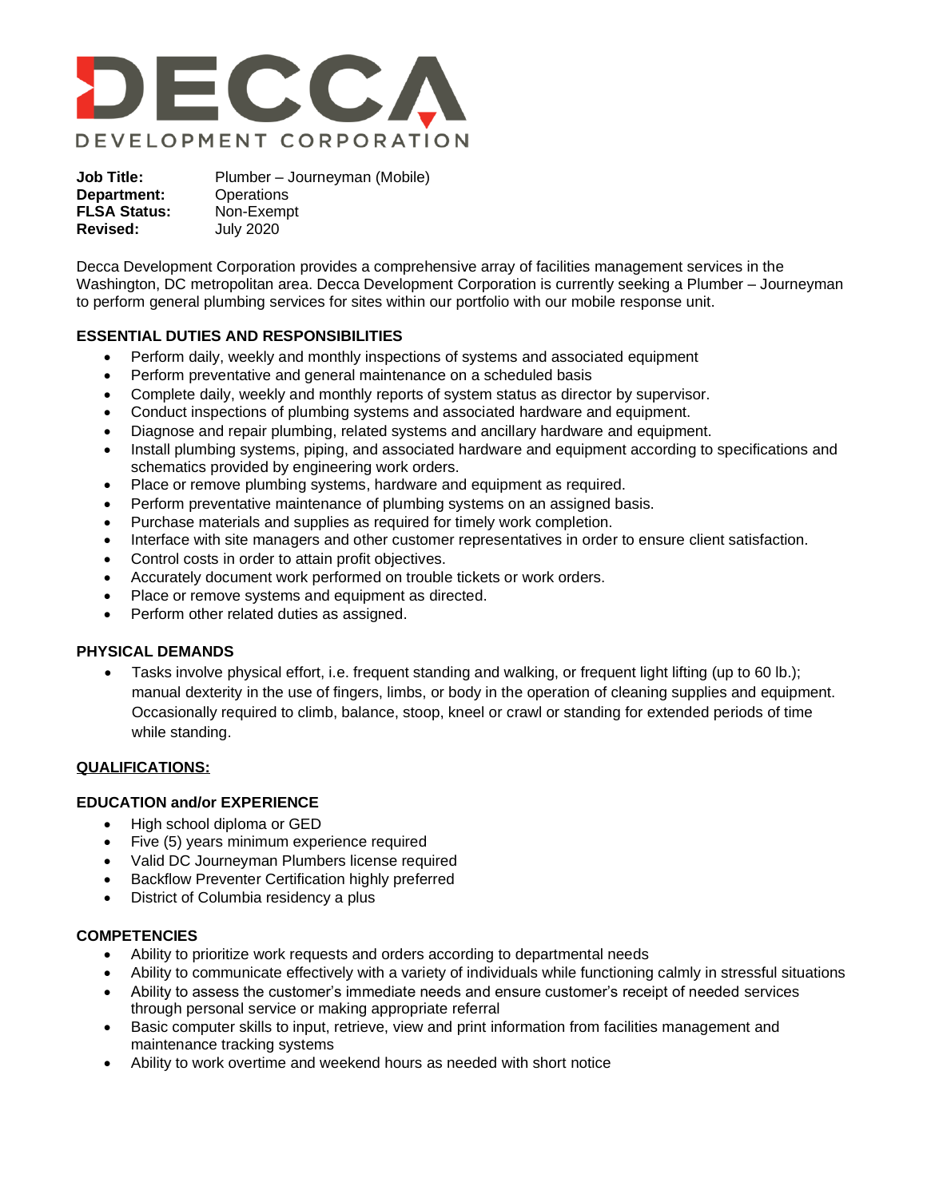# DECCA

DEVELOPMENT CORPORATION

**Job Title:** Plumber – Journeyman (Mobile)
**Department:** Operations
**FLSA Status:** Non-Exempt
**Revised:** July 2020

Decca Development Corporation provides a comprehensive array of facilities management services in the Washington, DC metropolitan area. Decca Development Corporation is currently seeking a Plumber – Journeyman to perform general plumbing services for sites within our portfolio with our mobile response unit.

## ESSENTIAL DUTIES AND RESPONSIBILITIES

- Perform daily, weekly and monthly inspections of systems and associated equipment
- Perform preventative and general maintenance on a scheduled basis
- Complete daily, weekly and monthly reports of system status as director by supervisor.
- Conduct inspections of plumbing systems and associated hardware and equipment.
- Diagnose and repair plumbing, related systems and ancillary hardware and equipment.
- Install plumbing systems, piping, and associated hardware and equipment according to specifications and schematics provided by engineering work orders.
- Place or remove plumbing systems, hardware and equipment as required.
- Perform preventative maintenance of plumbing systems on an assigned basis.
- Purchase materials and supplies as required for timely work completion.
- Interface with site managers and other customer representatives in order to ensure client satisfaction.
- Control costs in order to attain profit objectives.
- Accurately document work performed on trouble tickets or work orders.
- Place or remove systems and equipment as directed.
- Perform other related duties as assigned.

## PHYSICAL DEMANDS

- Tasks involve physical effort, i.e. frequent standing and walking, or frequent light lifting (up to 60 lb.); manual dexterity in the use of fingers, limbs, or body in the operation of cleaning supplies and equipment. Occasionally required to climb, balance, stoop, kneel or crawl or standing for extended periods of time while standing.

## QUALIFICATIONS:

### EDUCATION and/or EXPERIENCE

- High school diploma or GED
- Five (5) years minimum experience required
- Valid DC Journeyman Plumbers license required
- Backflow Preventer Certification highly preferred
- District of Columbia residency a plus

### COMPETENCIES

- Ability to prioritize work requests and orders according to departmental needs
- Ability to communicate effectively with a variety of individuals while functioning calmly in stressful situations
- Ability to assess the customer's immediate needs and ensure customer's receipt of needed services through personal service or making appropriate referral
- Basic computer skills to input, retrieve, view and print information from facilities management and maintenance tracking systems
- Ability to work overtime and weekend hours as needed with short notice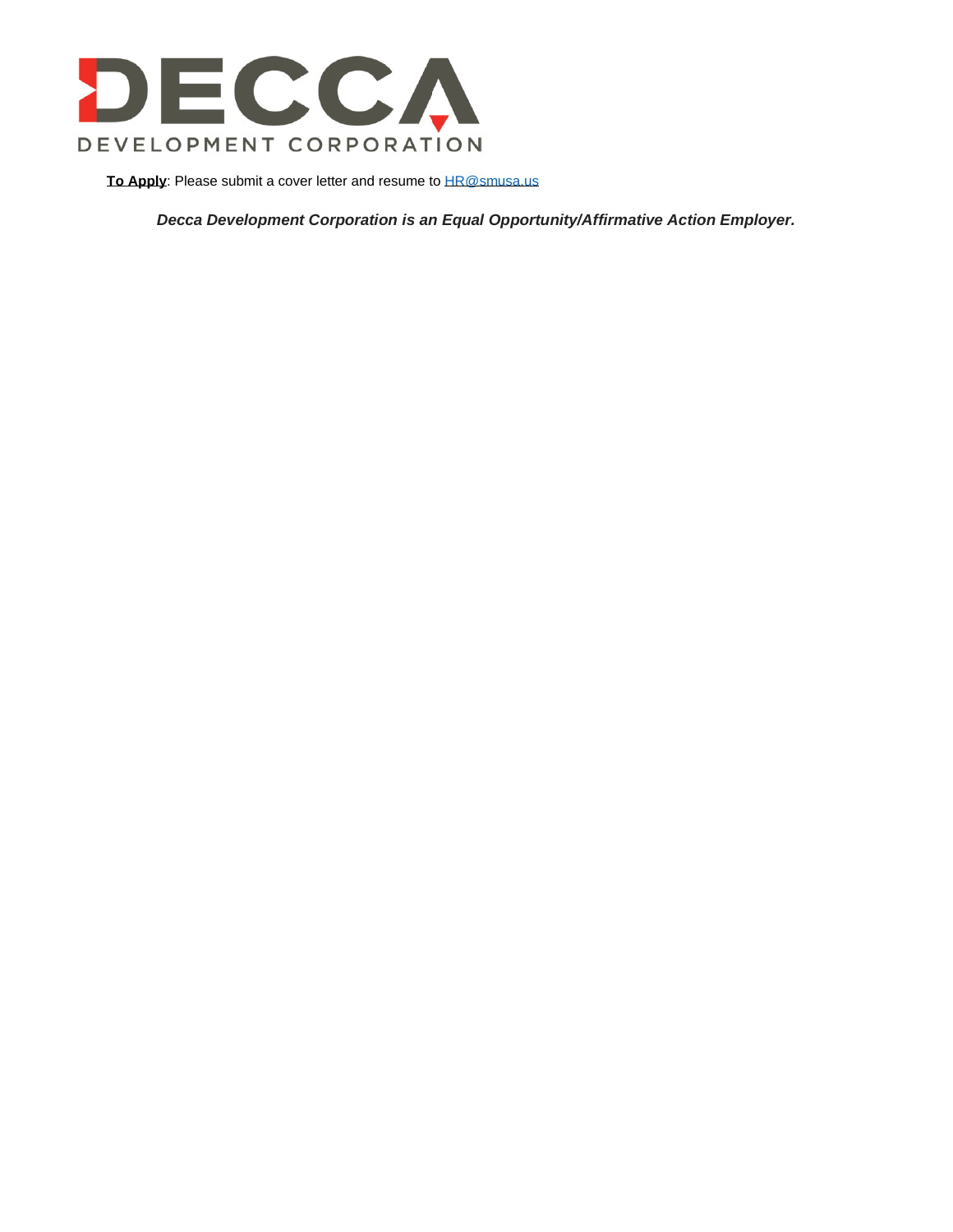DECCA

DEVELOPMENT CORPORATION

**To Apply**: Please submit a cover letter and resume to [HR@smusa.us](mailto:HR@smusa.us)

***Decca Development Corporation is an Equal Opportunity/Affirmative Action Employer.***